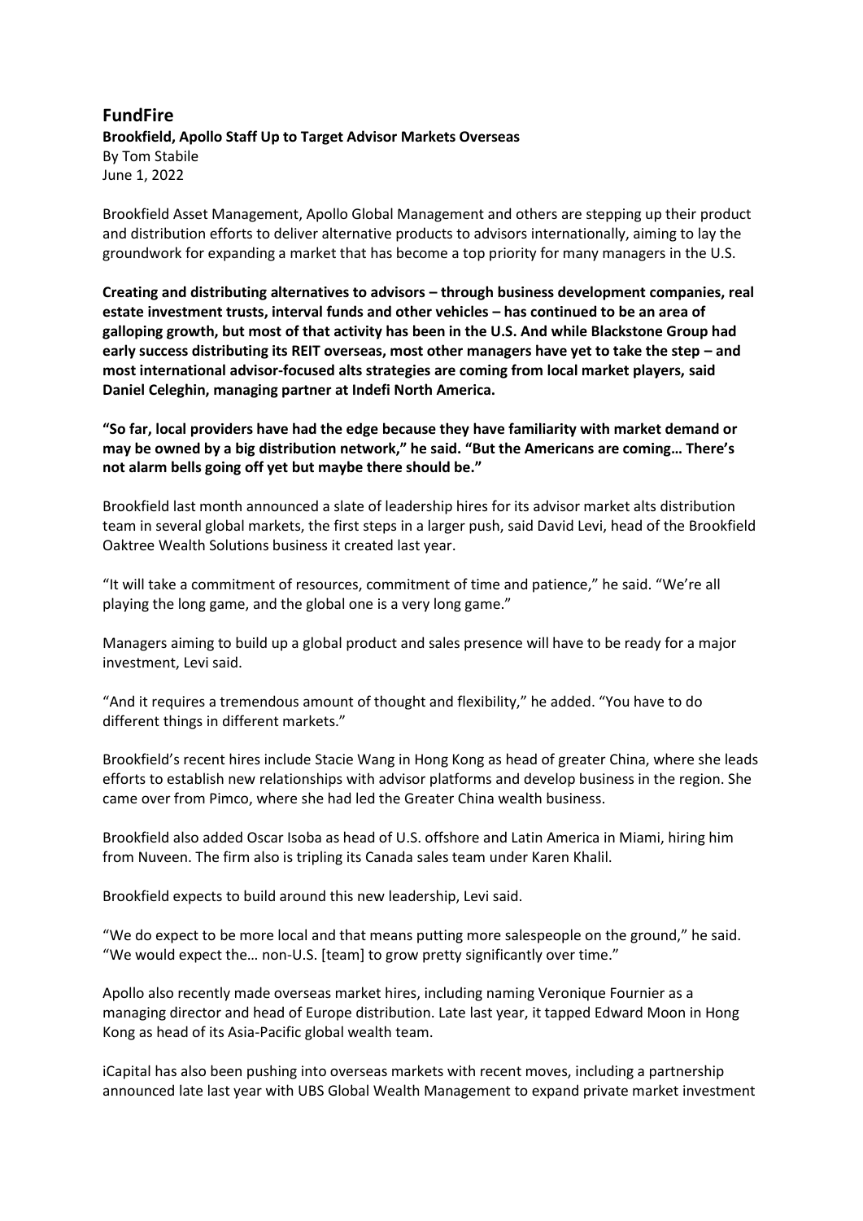# FundFire

**Brookfield, Apollo Staff Up to Target Advisor Markets Overseas**

By Tom Stabile

June 1, 2022

Brookfield Asset Management, Apollo Global Management and others are stepping up their product and distribution efforts to deliver alternative products to advisors internationally, aiming to lay the groundwork for expanding a market that has become a top priority for many managers in the U.S.

**Creating and distributing alternatives to advisors – through business development companies, real estate investment trusts, interval funds and other vehicles – has continued to be an area of galloping growth, but most of that activity has been in the U.S. And while Blackstone Group had early success distributing its REIT overseas, most other managers have yet to take the step – and most international advisor-focused alts strategies are coming from local market players, said Daniel Celeghin, managing partner at Indefi North America.**

**"So far, local providers have had the edge because they have familiarity with market demand or may be owned by a big distribution network," he said. "But the Americans are coming… There's not alarm bells going off yet but maybe there should be."**

Brookfield last month announced a slate of leadership hires for its advisor market alts distribution team in several global markets, the first steps in a larger push, said David Levi, head of the Brookfield Oaktree Wealth Solutions business it created last year.

"It will take a commitment of resources, commitment of time and patience," he said. "We're all playing the long game, and the global one is a very long game."

Managers aiming to build up a global product and sales presence will have to be ready for a major investment, Levi said.

"And it requires a tremendous amount of thought and flexibility," he added. "You have to do different things in different markets."

Brookfield's recent hires include Stacie Wang in Hong Kong as head of greater China, where she leads efforts to establish new relationships with advisor platforms and develop business in the region. She came over from Pimco, where she had led the Greater China wealth business.

Brookfield also added Oscar Isoba as head of U.S. offshore and Latin America in Miami, hiring him from Nuveen. The firm also is tripling its Canada sales team under Karen Khalil.

Brookfield expects to build around this new leadership, Levi said.

"We do expect to be more local and that means putting more salespeople on the ground," he said. "We would expect the… non-U.S. [team] to grow pretty significantly over time."

Apollo also recently made overseas market hires, including naming Veronique Fournier as a managing director and head of Europe distribution. Late last year, it tapped Edward Moon in Hong Kong as head of its Asia-Pacific global wealth team.

iCapital has also been pushing into overseas markets with recent moves, including a partnership announced late last year with UBS Global Wealth Management to expand private market investment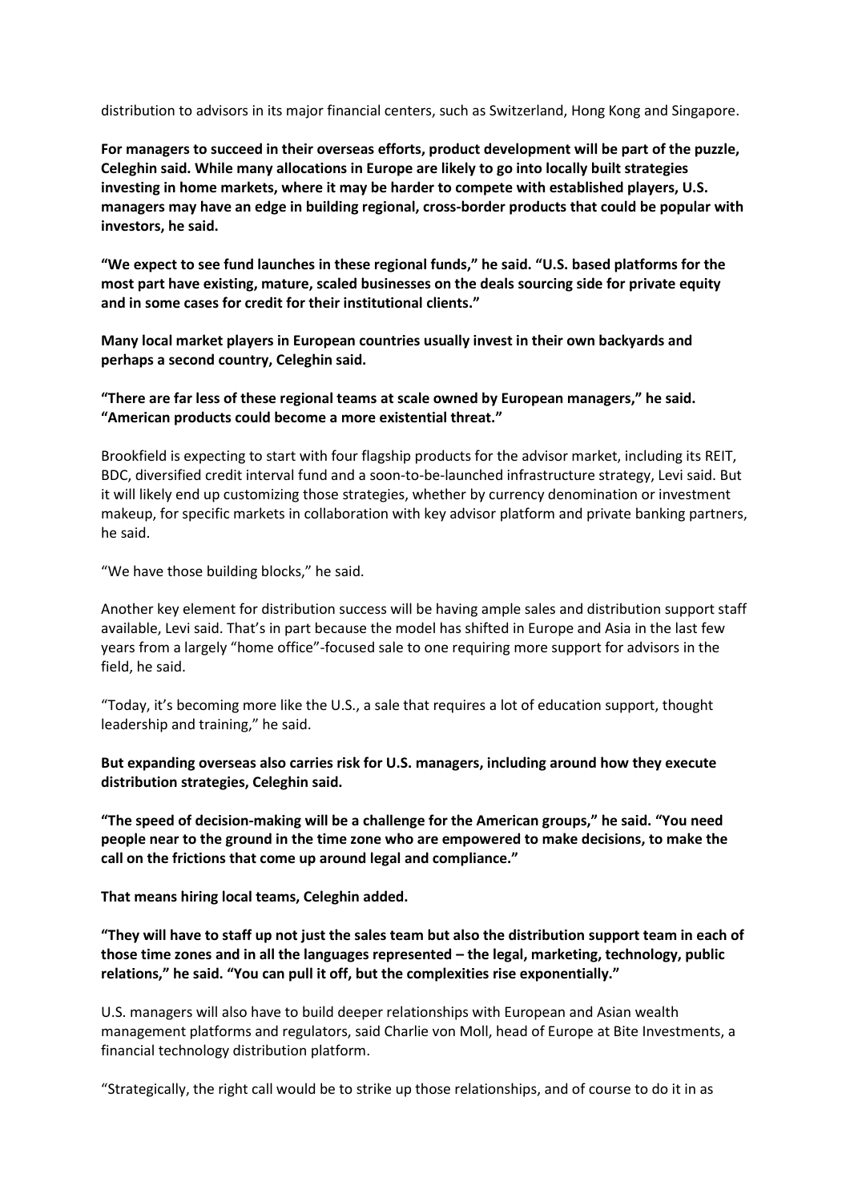distribution to advisors in its major financial centers, such as Switzerland, Hong Kong and Singapore.

**For managers to succeed in their overseas efforts, product development will be part of the puzzle, Celeghin said. While many allocations in Europe are likely to go into locally built strategies investing in home markets, where it may be harder to compete with established players, U.S. managers may have an edge in building regional, cross-border products that could be popular with investors, he said.**

**"We expect to see fund launches in these regional funds," he said. "U.S. based platforms for the most part have existing, mature, scaled businesses on the deals sourcing side for private equity and in some cases for credit for their institutional clients."**

**Many local market players in European countries usually invest in their own backyards and perhaps a second country, Celeghin said.**

**"There are far less of these regional teams at scale owned by European managers," he said. "American products could become a more existential threat."**

Brookfield is expecting to start with four flagship products for the advisor market, including its REIT, BDC, diversified credit interval fund and a soon-to-be-launched infrastructure strategy, Levi said. But it will likely end up customizing those strategies, whether by currency denomination or investment makeup, for specific markets in collaboration with key advisor platform and private banking partners, he said.

"We have those building blocks," he said.

Another key element for distribution success will be having ample sales and distribution support staff available, Levi said. That's in part because the model has shifted in Europe and Asia in the last few years from a largely "home office"-focused sale to one requiring more support for advisors in the field, he said.

"Today, it's becoming more like the U.S., a sale that requires a lot of education support, thought leadership and training," he said.

**But expanding overseas also carries risk for U.S. managers, including around how they execute distribution strategies, Celeghin said.**

**"The speed of decision-making will be a challenge for the American groups," he said. "You need people near to the ground in the time zone who are empowered to make decisions, to make the call on the frictions that come up around legal and compliance."**

**That means hiring local teams, Celeghin added.**

**"They will have to staff up not just the sales team but also the distribution support team in each of those time zones and in all the languages represented – the legal, marketing, technology, public relations," he said. "You can pull it off, but the complexities rise exponentially."**

U.S. managers will also have to build deeper relationships with European and Asian wealth management platforms and regulators, said Charlie von Moll, head of Europe at Bite Investments, a financial technology distribution platform.

"Strategically, the right call would be to strike up those relationships, and of course to do it in as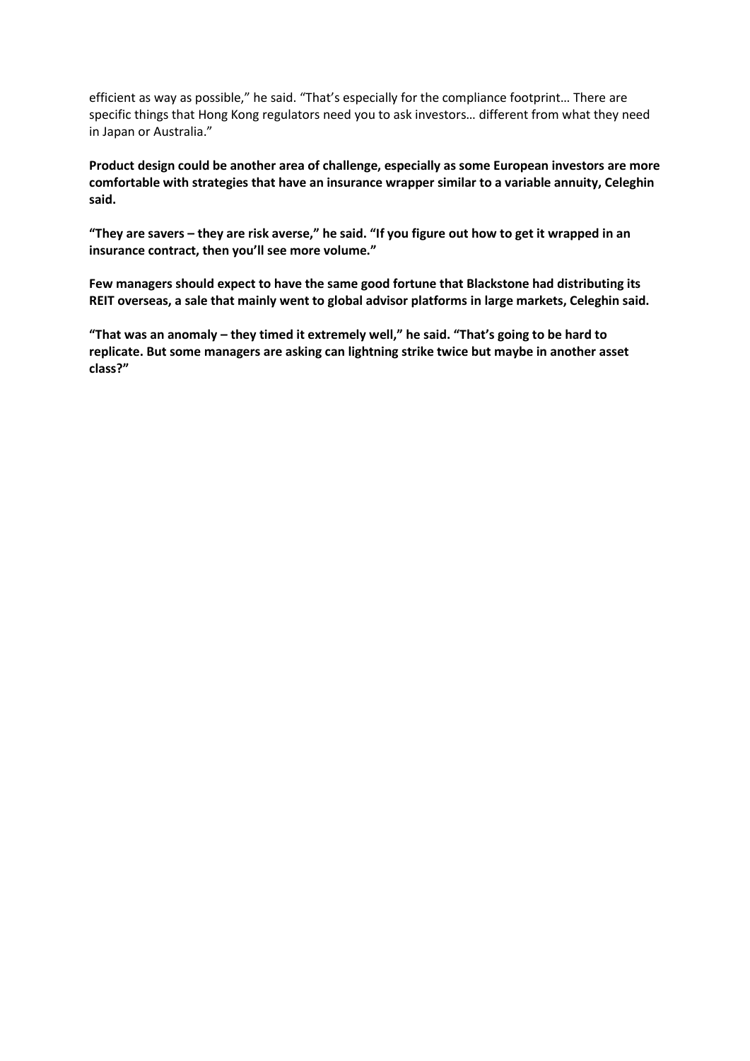efficient as way as possible," he said. "That's especially for the compliance footprint… There are specific things that Hong Kong regulators need you to ask investors… different from what they need in Japan or Australia."

**Product design could be another area of challenge, especially as some European investors are more comfortable with strategies that have an insurance wrapper similar to a variable annuity, Celeghin said.**

**"They are savers – they are risk averse," he said. "If you figure out how to get it wrapped in an insurance contract, then you'll see more volume."**

**Few managers should expect to have the same good fortune that Blackstone had distributing its REIT overseas, a sale that mainly went to global advisor platforms in large markets, Celeghin said.**

**"That was an anomaly – they timed it extremely well," he said. "That's going to be hard to replicate. But some managers are asking can lightning strike twice but maybe in another asset class?"**